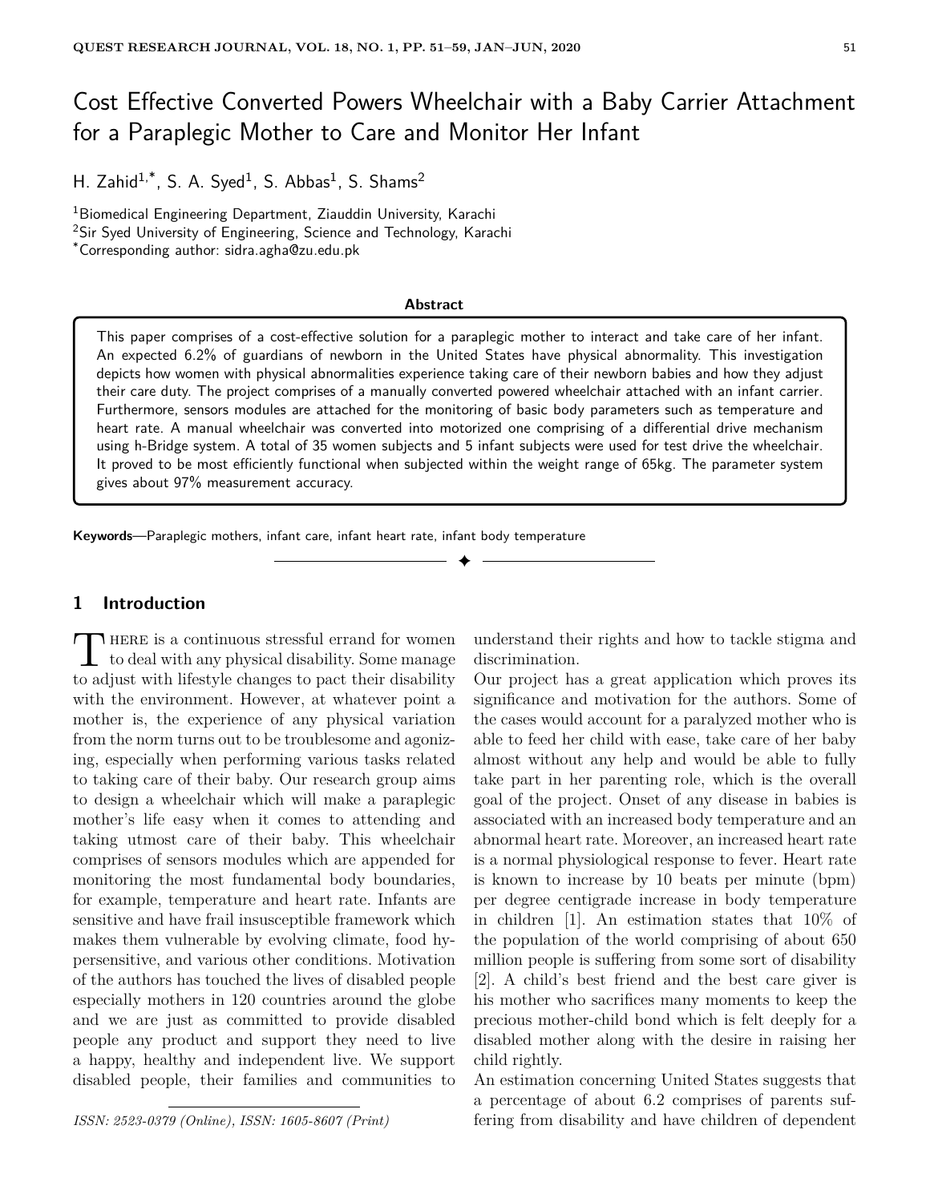# Cost Effective Converted Powers Wheelchair with a Baby Carrier Attachment for a Paraplegic Mother to Care and Monitor Her Infant

H. Zahid[1,*], S. A. Syed[1], S. Abbas[1], S. Shams[2]

[1]Biomedical Engineering Department, Ziauddin University, Karachi
[2]Sir Syed University of Engineering, Science and Technology, Karachi
[*]Corresponding author: sidra.agha@zu.edu.pk

**Abstract**

This paper comprises of a cost-effective solution for a paraplegic mother to interact and take care of her infant. An expected 6.2% of guardians of newborn in the United States have physical abnormality. This investigation depicts how women with physical abnormalities experience taking care of their newborn babies and how they adjust their care duty. The project comprises of a manually converted powered wheelchair attached with an infant carrier. Furthermore, sensors modules are attached for the monitoring of basic body parameters such as temperature and heart rate. A manual wheelchair was converted into motorized one comprising of a differential drive mechanism using h-Bridge system. A total of 35 women subjects and 5 infant subjects were used for test drive the wheelchair. It proved to be most efficiently functional when subjected within the weight range of 65kg. The parameter system gives about 97% measurement accuracy.

**Keywords**—Paraplegic mothers, infant care, infant heart rate, infant body temperature

## 1 Introduction

There is a continuous stressful errand for women to deal with any physical disability. Some manage to adjust with lifestyle changes to pact their disability with the environment. However, at whatever point a mother is, the experience of any physical variation from the norm turns out to be troublesome and agonizing, especially when performing various tasks related to taking care of their baby. Our research group aims to design a wheelchair which will make a paraplegic mother's life easy when it comes to attending and taking utmost care of their baby. This wheelchair comprises of sensors modules which are appended for monitoring the most fundamental body boundaries, for example, temperature and heart rate. Infants are sensitive and have frail insusceptible framework which makes them vulnerable by evolving climate, food hypersensitive, and various other conditions. Motivation of the authors has touched the lives of disabled people especially mothers in 120 countries around the globe and we are just as committed to provide disabled people any product and support they need to live a happy, healthy and independent live. We support disabled people, their families and communities to understand their rights and how to tackle stigma and discrimination.

Our project has a great application which proves its significance and motivation for the authors. Some of the cases would account for a paralyzed mother who is able to feed her child with ease, take care of her baby almost without any help and would be able to fully take part in her parenting role, which is the overall goal of the project. Onset of any disease in babies is associated with an increased body temperature and an abnormal heart rate. Moreover, an increased heart rate is a normal physiological response to fever. Heart rate is known to increase by 10 beats per minute (bpm) per degree centigrade increase in body temperature in children [1]. An estimation states that 10% of the population of the world comprising of about 650 million people is suffering from some sort of disability [2]. A child's best friend and the best care giver is his mother who sacrifices many moments to keep the precious mother-child bond which is felt deeply for a disabled mother along with the desire in raising her child rightly.

An estimation concerning United States suggests that a percentage of about 6.2 comprises of parents suffering from disability and have children of dependent

*ISSN: 2523-0379 (Online), ISSN: 1605-8607 (Print)*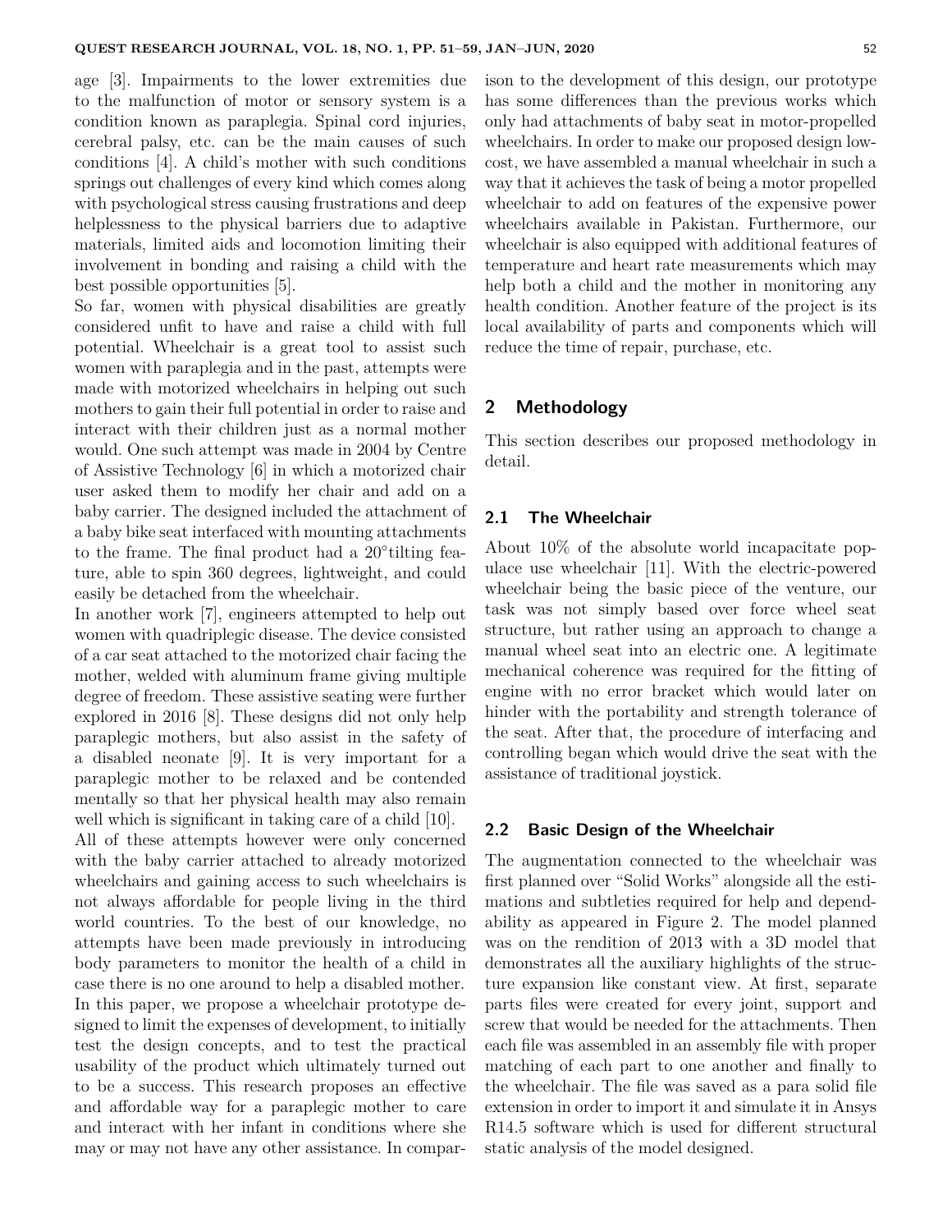age [3]. Impairments to the lower extremities due to the malfunction of motor or sensory system is a condition known as paraplegia. Spinal cord injuries, cerebral palsy, etc. can be the main causes of such conditions [4]. A child's mother with such conditions springs out challenges of every kind which comes along with psychological stress causing frustrations and deep helplessness to the physical barriers due to adaptive materials, limited aids and locomotion limiting their involvement in bonding and raising a child with the best possible opportunities [5].

So far, women with physical disabilities are greatly considered unfit to have and raise a child with full potential. Wheelchair is a great tool to assist such women with paraplegia and in the past, attempts were made with motorized wheelchairs in helping out such mothers to gain their full potential in order to raise and interact with their children just as a normal mother would. One such attempt was made in 2004 by Centre of Assistive Technology [6] in which a motorized chair user asked them to modify her chair and add on a baby carrier. The designed included the attachment of a baby bike seat interfaced with mounting attachments to the frame. The final product had a 20°tilting feature, able to spin 360 degrees, lightweight, and could easily be detached from the wheelchair.

In another work [7], engineers attempted to help out women with quadriplegic disease. The device consisted of a car seat attached to the motorized chair facing the mother, welded with aluminum frame giving multiple degree of freedom. These assistive seating were further explored in 2016 [8]. These designs did not only help paraplegic mothers, but also assist in the safety of a disabled neonate [9]. It is very important for a paraplegic mother to be relaxed and be contended mentally so that her physical health may also remain well which is significant in taking care of a child [10].

All of these attempts however were only concerned with the baby carrier attached to already motorized wheelchairs and gaining access to such wheelchairs is not always affordable for people living in the third world countries. To the best of our knowledge, no attempts have been made previously in introducing body parameters to monitor the health of a child in case there is no one around to help a disabled mother. In this paper, we propose a wheelchair prototype designed to limit the expenses of development, to initially test the design concepts, and to test the practical usability of the product which ultimately turned out to be a success. This research proposes an effective and affordable way for a paraplegic mother to care and interact with her infant in conditions where she may or may not have any other assistance. In comparison to the development of this design, our prototype has some differences than the previous works which only had attachments of baby seat in motor-propelled wheelchairs. In order to make our proposed design low-cost, we have assembled a manual wheelchair in such a way that it achieves the task of being a motor propelled wheelchair to add on features of the expensive power wheelchairs available in Pakistan. Furthermore, our wheelchair is also equipped with additional features of temperature and heart rate measurements which may help both a child and the mother in monitoring any health condition. Another feature of the project is its local availability of parts and components which will reduce the time of repair, purchase, etc.

## 2 Methodology

This section describes our proposed methodology in detail.

### 2.1 The Wheelchair

About 10% of the absolute world incapacitate populace use wheelchair [11]. With the electric-powered wheelchair being the basic piece of the venture, our task was not simply based over force wheel seat structure, but rather using an approach to change a manual wheel seat into an electric one. A legitimate mechanical coherence was required for the fitting of engine with no error bracket which would later on hinder with the portability and strength tolerance of the seat. After that, the procedure of interfacing and controlling began which would drive the seat with the assistance of traditional joystick.

### 2.2 Basic Design of the Wheelchair

The augmentation connected to the wheelchair was first planned over "Solid Works" alongside all the estimations and subtleties required for help and dependability as appeared in Figure 2. The model planned was on the rendition of 2013 with a 3D model that demonstrates all the auxiliary highlights of the structure expansion like constant view. At first, separate parts files were created for every joint, support and screw that would be needed for the attachments. Then each file was assembled in an assembly file with proper matching of each part to one another and finally to the wheelchair. The file was saved as a para solid file extension in order to import it and simulate it in Ansys R14.5 software which is used for different structural static analysis of the model designed.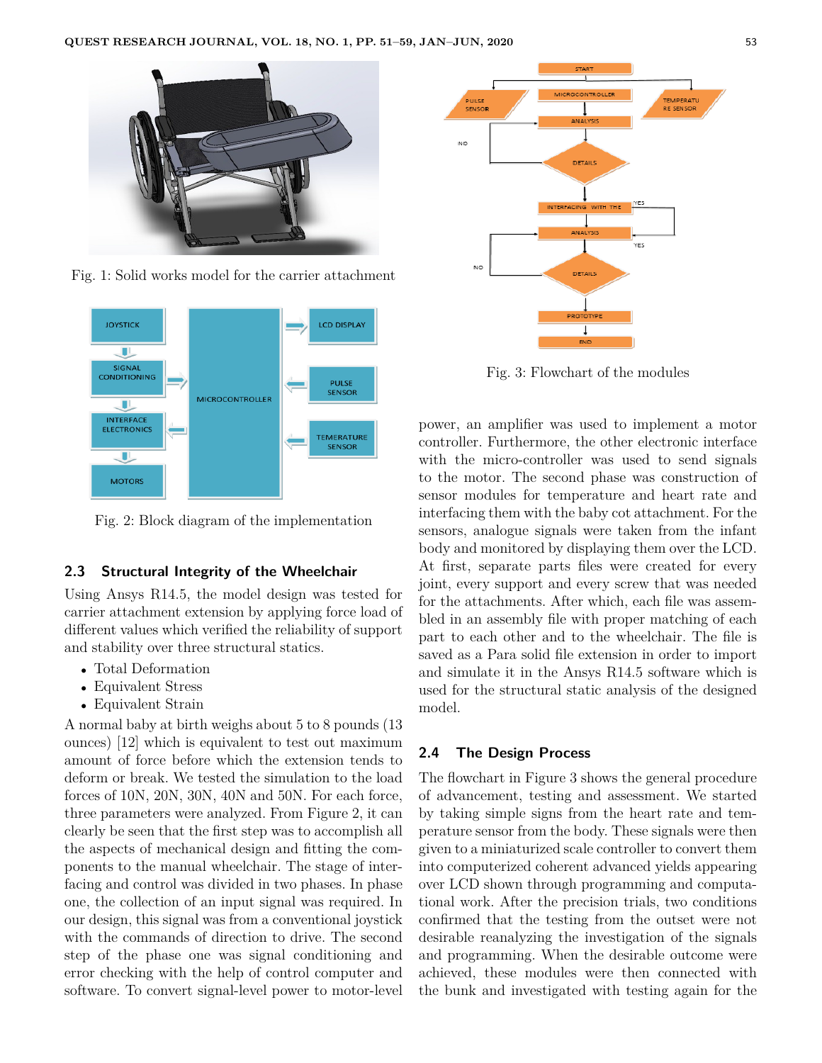Fig. 1: Solid works model for the carrier attachment

Fig. 2: Block diagram of the implementation

### 2.3 Structural Integrity of the Wheelchair

Using Ansys R14.5, the model design was tested for carrier attachment extension by applying force load of different values which verified the reliability of support and stability over three structural statics.

- Total Deformation
- Equivalent Stress
- Equivalent Strain

A normal baby at birth weighs about 5 to 8 pounds (13 ounces) [12] which is equivalent to test out maximum amount of force before which the extension tends to deform or break. We tested the simulation to the load forces of 10N, 20N, 30N, 40N and 50N. For each force, three parameters were analyzed. From Figure 2, it can clearly be seen that the first step was to accomplish all the aspects of mechanical design and fitting the components to the manual wheelchair. The stage of interfacing and control was divided in two phases. In phase one, the collection of an input signal was required. In our design, this signal was from a conventional joystick with the commands of direction to drive. The second step of the phase one was signal conditioning and error checking with the help of control computer and software. To convert signal-level power to motor-level power, an amplifier was used to implement a motor controller. Furthermore, the other electronic interface with the micro-controller was used to send signals to the motor. The second phase was construction of sensor modules for temperature and heart rate and interfacing them with the baby cot attachment. For the sensors, analogue signals were taken from the infant body and monitored by displaying them over the LCD. At first, separate parts files were created for every joint, every support and every screw that was needed for the attachments. After which, each file was assembled in an assembly file with proper matching of each part to each other and to the wheelchair. The file is saved as a Para solid file extension in order to import and simulate it in the Ansys R14.5 software which is used for the structural static analysis of the designed model.

Fig. 3: Flowchart of the modules

### 2.4 The Design Process

The flowchart in Figure 3 shows the general procedure of advancement, testing and assessment. We started by taking simple signs from the heart rate and temperature sensor from the body. These signals were then given to a miniaturized scale controller to convert them into computerized coherent advanced yields appearing over LCD shown through programming and computational work. After the precision trials, two conditions confirmed that the testing from the outset were not desirable reanalyzing the investigation of the signals and programming. When the desirable outcome were achieved, these modules were then connected with the bunk and investigated with testing again for the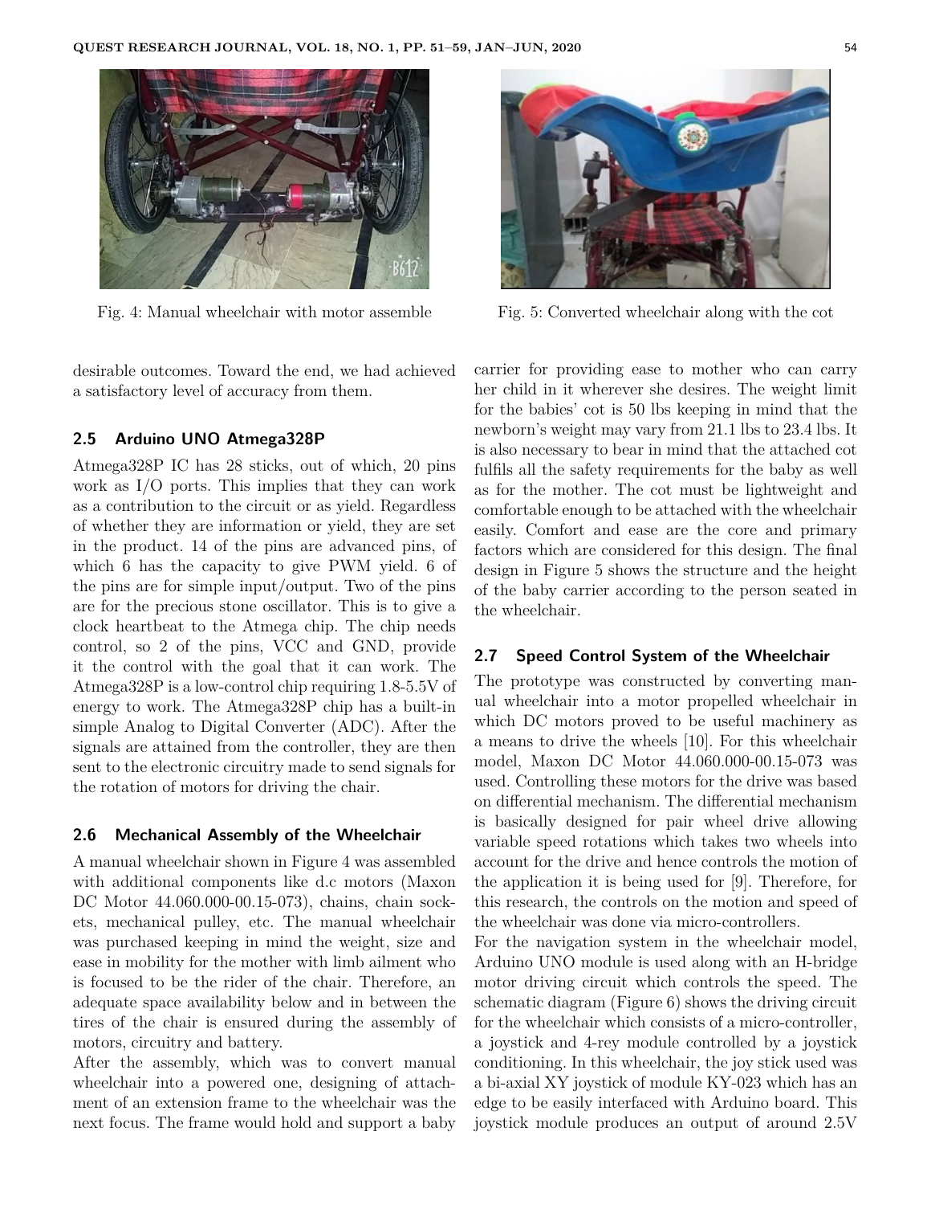Fig. 4: Manual wheelchair with motor assemble

Fig. 5: Converted wheelchair along with the cot

desirable outcomes. Toward the end, we had achieved a satisfactory level of accuracy from them.

### 2.5 Arduino UNO Atmega328P

Atmega328P IC has 28 sticks, out of which, 20 pins work as I/O ports. This implies that they can work as a contribution to the circuit or as yield. Regardless of whether they are information or yield, they are set in the product. 14 of the pins are advanced pins, of which 6 has the capacity to give PWM yield. 6 of the pins are for simple input/output. Two of the pins are for the precious stone oscillator. This is to give a clock heartbeat to the Atmega chip. The chip needs control, so 2 of the pins, VCC and GND, provide it the control with the goal that it can work. The Atmega328P is a low-control chip requiring 1.8-5.5V of energy to work. The Atmega328P chip has a built-in simple Analog to Digital Converter (ADC). After the signals are attained from the controller, they are then sent to the electronic circuitry made to send signals for the rotation of motors for driving the chair.

### 2.6 Mechanical Assembly of the Wheelchair

A manual wheelchair shown in Figure 4 was assembled with additional components like d.c motors (Maxon DC Motor 44.060.000-00.15-073), chains, chain sockets, mechanical pulley, etc. The manual wheelchair was purchased keeping in mind the weight, size and ease in mobility for the mother with limb ailment who is focused to be the rider of the chair. Therefore, an adequate space availability below and in between the tires of the chair is ensured during the assembly of motors, circuitry and battery.

After the assembly, which was to convert manual wheelchair into a powered one, designing of attachment of an extension frame to the wheelchair was the next focus. The frame would hold and support a baby carrier for providing ease to mother who can carry her child in it wherever she desires. The weight limit for the babies' cot is 50 lbs keeping in mind that the newborn's weight may vary from 21.1 lbs to 23.4 lbs. It is also necessary to bear in mind that the attached cot fulfils all the safety requirements for the baby as well as for the mother. The cot must be lightweight and comfortable enough to be attached with the wheelchair easily. Comfort and ease are the core and primary factors which are considered for this design. The final design in Figure 5 shows the structure and the height of the baby carrier according to the person seated in the wheelchair.

### 2.7 Speed Control System of the Wheelchair

The prototype was constructed by converting manual wheelchair into a motor propelled wheelchair in which DC motors proved to be useful machinery as a means to drive the wheels [10]. For this wheelchair model, Maxon DC Motor 44.060.000-00.15-073 was used. Controlling these motors for the drive was based on differential mechanism. The differential mechanism is basically designed for pair wheel drive allowing variable speed rotations which takes two wheels into account for the drive and hence controls the motion of the application it is being used for [9]. Therefore, for this research, the controls on the motion and speed of the wheelchair was done via micro-controllers.

For the navigation system in the wheelchair model, Arduino UNO module is used along with an H-bridge motor driving circuit which controls the speed. The schematic diagram (Figure 6) shows the driving circuit for the wheelchair which consists of a micro-controller, a joystick and 4-rey module controlled by a joystick conditioning. In this wheelchair, the joy stick used was a bi-axial XY joystick of module KY-023 which has an edge to be easily interfaced with Arduino board. This joystick module produces an output of around 2.5V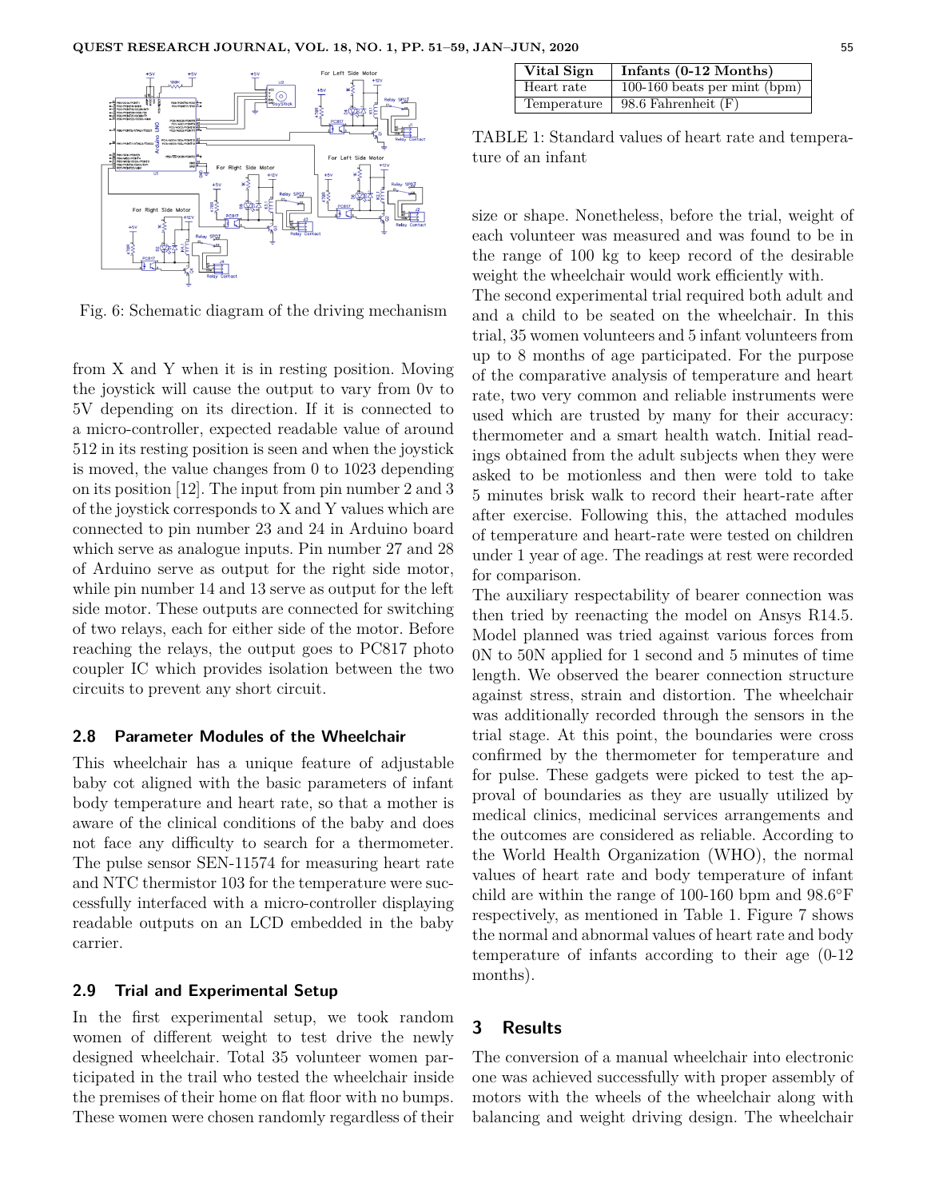Fig. 6: Schematic diagram of the driving mechanism

from X and Y when it is in resting position. Moving the joystick will cause the output to vary from 0v to 5V depending on its direction. If it is connected to a micro-controller, expected readable value of around 512 in its resting position is seen and when the joystick is moved, the value changes from 0 to 1023 depending on its position [12]. The input from pin number 2 and 3 of the joystick corresponds to X and Y values which are connected to pin number 23 and 24 in Arduino board which serve as analogue inputs. Pin number 27 and 28 of Arduino serve as output for the right side motor, while pin number 14 and 13 serve as output for the left side motor. These outputs are connected for switching of two relays, each for either side of the motor. Before reaching the relays, the output goes to PC817 photo coupler IC which provides isolation between the two circuits to prevent any short circuit.

### 2.8 Parameter Modules of the Wheelchair

This wheelchair has a unique feature of adjustable baby cot aligned with the basic parameters of infant body temperature and heart rate, so that a mother is aware of the clinical conditions of the baby and does not face any difficulty to search for a thermometer. The pulse sensor SEN-11574 for measuring heart rate and NTC thermistor 103 for the temperature were successfully interfaced with a micro-controller displaying readable outputs on an LCD embedded in the baby carrier.

### 2.9 Trial and Experimental Setup

In the first experimental setup, we took random women of different weight to test drive the newly designed wheelchair. Total 35 volunteer women participated in the trail who tested the wheelchair inside the premises of their home on flat floor with no bumps. These women were chosen randomly regardless of their size or shape. Nonetheless, before the trial, weight of each volunteer was measured and was found to be in the range of 100 kg to keep record of the desirable weight the wheelchair would work efficiently with.

| Vital Sign | Infants (0-12 Months) |
|---|---|
| Heart rate | 100-160 beats per mint (bpm) |
| Temperature | 98.6 Fahrenheit (F) |

TABLE 1: Standard values of heart rate and temperature of an infant

The second experimental trial required both adult and and a child to be seated on the wheelchair. In this trial, 35 women volunteers and 5 infant volunteers from up to 8 months of age participated. For the purpose of the comparative analysis of temperature and heart rate, two very common and reliable instruments were used which are trusted by many for their accuracy: thermometer and a smart health watch. Initial readings obtained from the adult subjects when they were asked to be motionless and then were told to take 5 minutes brisk walk to record their heart-rate after after exercise. Following this, the attached modules of temperature and heart-rate were tested on children under 1 year of age. The readings at rest were recorded for comparison.

The auxiliary respectability of bearer connection was then tried by reenacting the model on Ansys R14.5. Model planned was tried against various forces from 0N to 50N applied for 1 second and 5 minutes of time length. We observed the bearer connection structure against stress, strain and distortion. The wheelchair was additionally recorded through the sensors in the trial stage. At this point, the boundaries were cross confirmed by the thermometer for temperature and for pulse. These gadgets were picked to test the approval of boundaries as they are usually utilized by medical clinics, medicinal services arrangements and the outcomes are considered as reliable. According to the World Health Organization (WHO), the normal values of heart rate and body temperature of infant child are within the range of 100-160 bpm and 98.6°F respectively, as mentioned in Table 1. Figure 7 shows the normal and abnormal values of heart rate and body temperature of infants according to their age (0-12 months).

## 3 Results

The conversion of a manual wheelchair into electronic one was achieved successfully with proper assembly of motors with the wheels of the wheelchair along with balancing and weight driving design. The wheelchair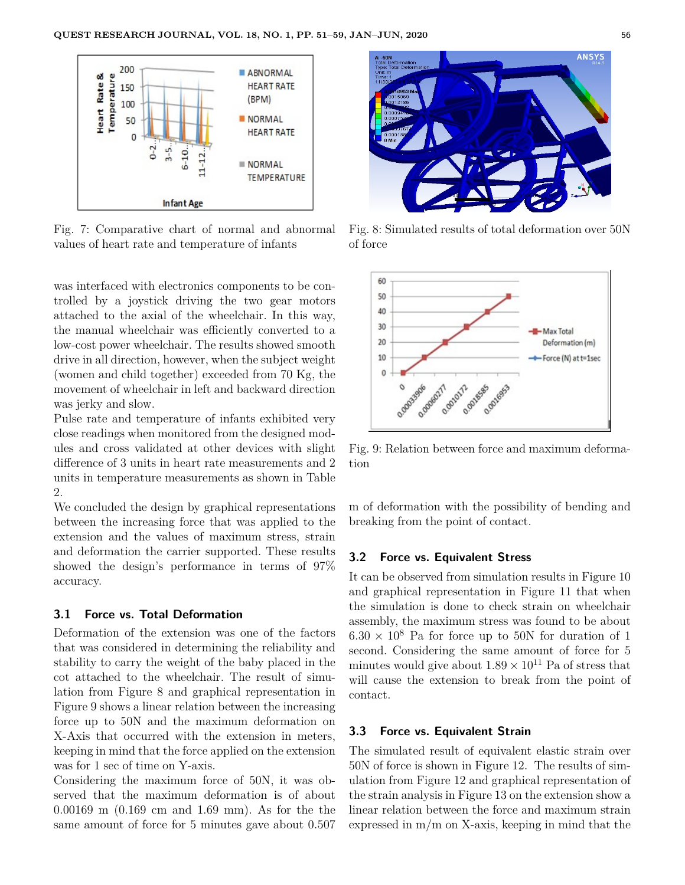Fig. 7: Comparative chart of normal and abnormal values of heart rate and temperature of infants

Fig. 8: Simulated results of total deformation over 50N of force

Fig. 9: Relation between force and maximum deformation

was interfaced with electronics components to be controlled by a joystick driving the two gear motors attached to the axial of the wheelchair. In this way, the manual wheelchair was efficiently converted to a low-cost power wheelchair. The results showed smooth drive in all direction, however, when the subject weight (women and child together) exceeded from 70 Kg, the movement of wheelchair in left and backward direction was jerky and slow.

Pulse rate and temperature of infants exhibited very close readings when monitored from the designed modules and cross validated at other devices with slight difference of 3 units in heart rate measurements and 2 units in temperature measurements as shown in Table 2.

We concluded the design by graphical representations between the increasing force that was applied to the extension and the values of maximum stress, strain and deformation the carrier supported. These results showed the design's performance in terms of 97% accuracy.

### 3.1 Force vs. Total Deformation

Deformation of the extension was one of the factors that was considered in determining the reliability and stability to carry the weight of the baby placed in the cot attached to the wheelchair. The result of simulation from Figure 8 and graphical representation in Figure 9 shows a linear relation between the increasing force up to 50N and the maximum deformation on X-Axis that occurred with the extension in meters, keeping in mind that the force applied on the extension was for 1 sec of time on Y-axis.

Considering the maximum force of 50N, it was observed that the maximum deformation is of about 0.00169 m (0.169 cm and 1.69 mm). As for the the same amount of force for 5 minutes gave about 0.507 m of deformation with the possibility of bending and breaking from the point of contact.

### 3.2 Force vs. Equivalent Stress

It can be observed from simulation results in Figure 10 and graphical representation in Figure 11 that when the simulation is done to check strain on wheelchair assembly, the maximum stress was found to be about $6.30 \times 10^8$ Pa for force up to 50N for duration of 1 second. Considering the same amount of force for 5 minutes would give about $1.89 \times 10^{11}$ Pa of stress that will cause the extension to break from the point of contact.

### 3.3 Force vs. Equivalent Strain

The simulated result of equivalent elastic strain over 50N of force is shown in Figure 12. The results of simulation from Figure 12 and graphical representation of the strain analysis in Figure 13 on the extension show a linear relation between the force and maximum strain expressed in m/m on X-axis, keeping in mind that the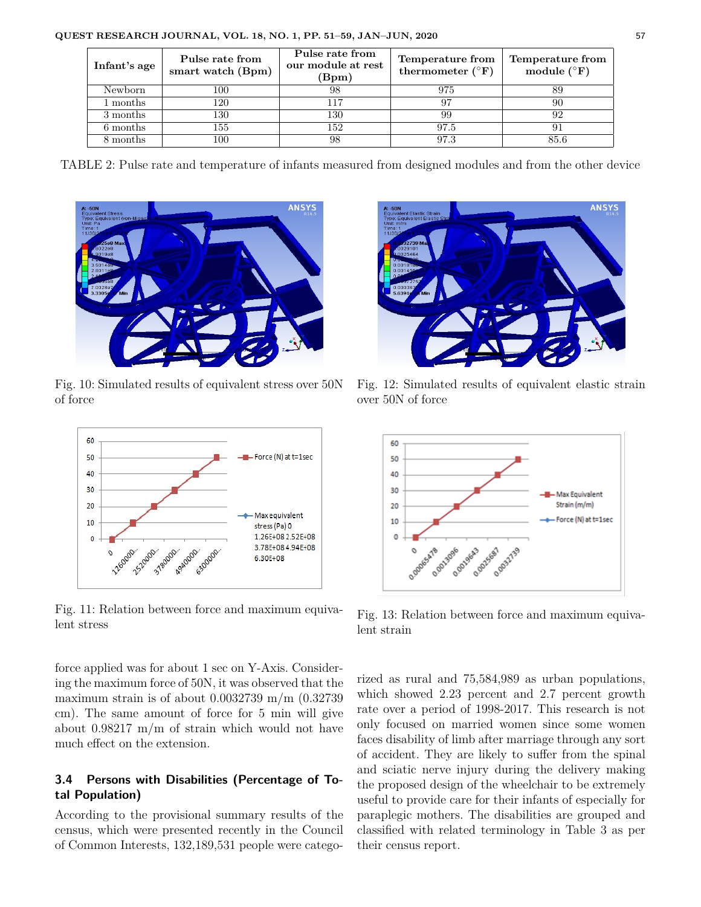| Infant's age | Pulse rate from smart watch (Bpm) | Pulse rate from our module at rest (Bpm) | Temperature from thermometer (°F) | Temperature from module (°F) |
|---|---|---|---|---|
| Newborn | 100 | 98 | 975 | 89 |
| 1 months | 120 | 117 | 97 | 90 |
| 3 months | 130 | 130 | 99 | 92 |
| 6 months | 155 | 152 | 97.5 | 91 |
| 8 months | 100 | 98 | 97.3 | 85.6 |

TABLE 2: Pulse rate and temperature of infants measured from designed modules and from the other device

Fig. 10: Simulated results of equivalent stress over 50N of force

Fig. 12: Simulated results of equivalent elastic strain over 50N of force

Fig. 11: Relation between force and maximum equivalent stress

Fig. 13: Relation between force and maximum equivalent strain

force applied was for about 1 sec on Y-Axis. Considering the maximum force of 50N, it was observed that the maximum strain is of about 0.0032739 m/m (0.32739 cm). The same amount of force for 5 min will give about 0.98217 m/m of strain which would not have much effect on the extension.

### 3.4 Persons with Disabilities (Percentage of Total Population)

According to the provisional summary results of the census, which were presented recently in the Council of Common Interests, 132,189,531 people were categorized as rural and 75,584,989 as urban populations, which showed 2.23 percent and 2.7 percent growth rate over a period of 1998-2017. This research is not only focused on married women since some women faces disability of limb after marriage through any sort of accident. They are likely to suffer from the spinal and sciatic nerve injury during the delivery making the proposed design of the wheelchair to be extremely useful to provide care for their infants of especially for paraplegic mothers. The disabilities are grouped and classified with related terminology in Table 3 as per their census report.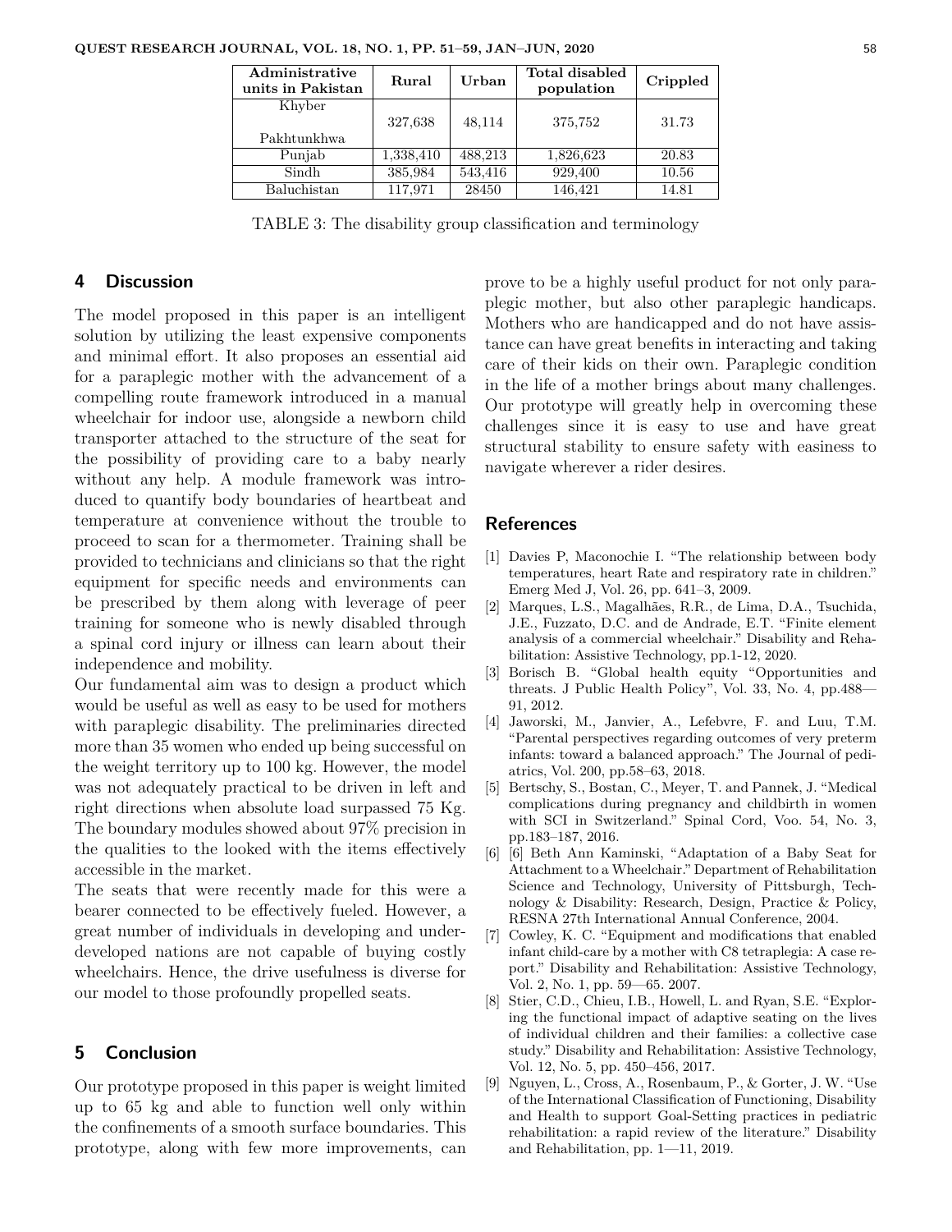| Administrative units in Pakistan | Rural | Urban | Total disabled population | Crippled |
|---|---|---|---|---|
| Khyber Pakhtunkhwa | 327,638 | 48,114 | 375,752 | 31.73 |
| Punjab | 1,338,410 | 488,213 | 1,826,623 | 20.83 |
| Sindh | 385,984 | 543,416 | 929,400 | 10.56 |
| Baluchistan | 117,971 | 28450 | 146,421 | 14.81 |

TABLE 3: The disability group classification and terminology

## 4 Discussion

The model proposed in this paper is an intelligent solution by utilizing the least expensive components and minimal effort. It also proposes an essential aid for a paraplegic mother with the advancement of a compelling route framework introduced in a manual wheelchair for indoor use, alongside a newborn child transporter attached to the structure of the seat for the possibility of providing care to a baby nearly without any help. A module framework was introduced to quantify body boundaries of heartbeat and temperature at convenience without the trouble to proceed to scan for a thermometer. Training shall be provided to technicians and clinicians so that the right equipment for specific needs and environments can be prescribed by them along with leverage of peer training for someone who is newly disabled through a spinal cord injury or illness can learn about their independence and mobility.

Our fundamental aim was to design a product which would be useful as well as easy to be used for mothers with paraplegic disability. The preliminaries directed more than 35 women who ended up being successful on the weight territory up to 100 kg. However, the model was not adequately practical to be driven in left and right directions when absolute load surpassed 75 Kg. The boundary modules showed about 97% precision in the qualities to the looked with the items effectively accessible in the market.

The seats that were recently made for this were a bearer connected to be effectively fueled. However, a great number of individuals in developing and underdeveloped nations are not capable of buying costly wheelchairs. Hence, the drive usefulness is diverse for our model to those profoundly propelled seats.

## 5 Conclusion

Our prototype proposed in this paper is weight limited up to 65 kg and able to function well only within the confinements of a smooth surface boundaries. This prototype, along with few more improvements, can prove to be a highly useful product for not only paraplegic mother, but also other paraplegic handicaps. Mothers who are handicapped and do not have assistance can have great benefits in interacting and taking care of their kids on their own. Paraplegic condition in the life of a mother brings about many challenges. Our prototype will greatly help in overcoming these challenges since it is easy to use and have great structural stability to ensure safety with easiness to navigate wherever a rider desires.

## References

[1] Davies P, Maconochie I. "The relationship between body temperatures, heart Rate and respiratory rate in children." Emerg Med J, Vol. 26, pp. 641–3, 2009.

[2] Marques, L.S., Magalhães, R.R., de Lima, D.A., Tsuchida, J.E., Fuzzato, D.C. and de Andrade, E.T. "Finite element analysis of a commercial wheelchair." Disability and Rehabilitation: Assistive Technology, pp.1-12, 2020.

[3] Borisch B. "Global health equity "Opportunities and threats. J Public Health Policy", Vol. 33, No. 4, pp.488—91, 2012.

[4] Jaworski, M., Janvier, A., Lefebvre, F. and Luu, T.M. "Parental perspectives regarding outcomes of very preterm infants: toward a balanced approach." The Journal of pediatrics, Vol. 200, pp.58–63, 2018.

[5] Bertschy, S., Bostan, C., Meyer, T. and Pannek, J. "Medical complications during pregnancy and childbirth in women with SCI in Switzerland." Spinal Cord, Voo. 54, No. 3, pp.183–187, 2016.

[6] [6] Beth Ann Kaminski, "Adaptation of a Baby Seat for Attachment to a Wheelchair." Department of Rehabilitation Science and Technology, University of Pittsburgh, Technology & Disability: Research, Design, Practice & Policy, RESNA 27th International Annual Conference, 2004.

[7] Cowley, K. C. "Equipment and modifications that enabled infant child-care by a mother with C8 tetraplegia: A case report." Disability and Rehabilitation: Assistive Technology, Vol. 2, No. 1, pp. 59—65. 2007.

[8] Stier, C.D., Chieu, I.B., Howell, L. and Ryan, S.E. "Exploring the functional impact of adaptive seating on the lives of individual children and their families: a collective case study." Disability and Rehabilitation: Assistive Technology, Vol. 12, No. 5, pp. 450–456, 2017.

[9] Nguyen, L., Cross, A., Rosenbaum, P., & Gorter, J. W. "Use of the International Classification of Functioning, Disability and Health to support Goal-Setting practices in pediatric rehabilitation: a rapid review of the literature." Disability and Rehabilitation, pp. 1—11, 2019.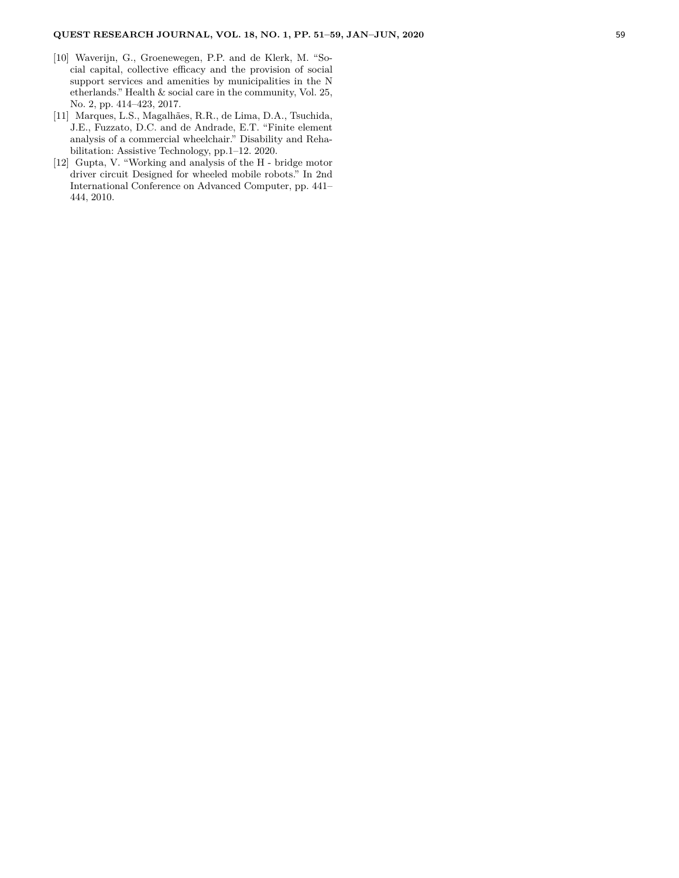[10] Waverijn, G., Groenewegen, P.P. and de Klerk, M. "Social capital, collective efficacy and the provision of social support services and amenities by municipalities in the N etherlands." Health & social care in the community, Vol. 25, No. 2, pp. 414–423, 2017.

[11] Marques, L.S., Magalhães, R.R., de Lima, D.A., Tsuchida, J.E., Fuzzato, D.C. and de Andrade, E.T. "Finite element analysis of a commercial wheelchair." Disability and Rehabilitation: Assistive Technology, pp.1–12. 2020.

[12] Gupta, V. "Working and analysis of the H - bridge motor driver circuit Designed for wheeled mobile robots." In 2nd International Conference on Advanced Computer, pp. 441–444, 2010.